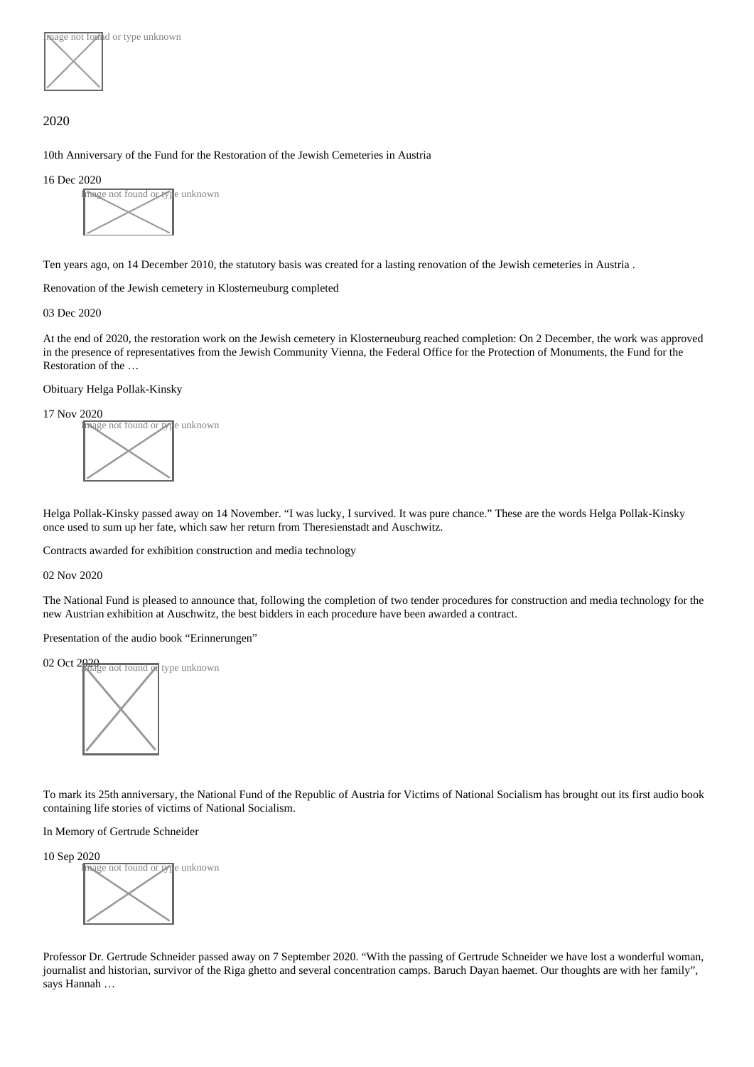# 2020

## 10th Anniversary of the Fund for the Restoration of the Jewish Cemeteries in Austria

16 Dec 2020

Ten years ago, on 14 December 2010, the statutory basis was created for a lasting renovation of the Jewish cemeteries in Austria .

## Renovation of the Jewish cemetery in Klosterneuburg completed

03 Dec 2020

At the end of 2020, the restoration work on the Jewish cemetery in Klosterneuburg reached completion: On 2 December, the work was approved in the presence of representatives from the Jewish Community Vienna, the Federal Office for the Protection of Monuments, the Fund for the Restoration of the …

## Obituary Helga Pollak-Kinsky

17 Nov 2020

Helga Pollak-Kinsky passed away on 14 November. "I was lucky, I survived. It was pure chance." These are the words Helga Pollak-Kinsky once used to sum up her fate, which saw her return from Theresienstadt and Auschwitz.

## Contracts awarded for exhibition construction and media technology

02 Nov 2020

The National Fund is pleased to announce that, following the completion of two tender procedures for construction and media technology for the new Austrian exhibition at Auschwitz, the best bidders in each procedure have been awarded a contract.

## Presentation of the audio book "Erinnerungen"

02 Oct 2020

To mark its 25th anniversary, the National Fund of the Republic of Austria for Victims of National Socialism has brought out its first audio book containing life stories of victims of National Socialism.

## In Memory of Gertrude Schneider

10 Sep 2020

Professor Dr. Gertrude Schneider passed away on 7 September 2020. "With the passing of Gertrude Schneider we have lost a wonderful woman, journalist and historian, survivor of the Riga ghetto and several concentration camps. Baruch Dayan haemet. Our thoughts are with her family", says Hannah …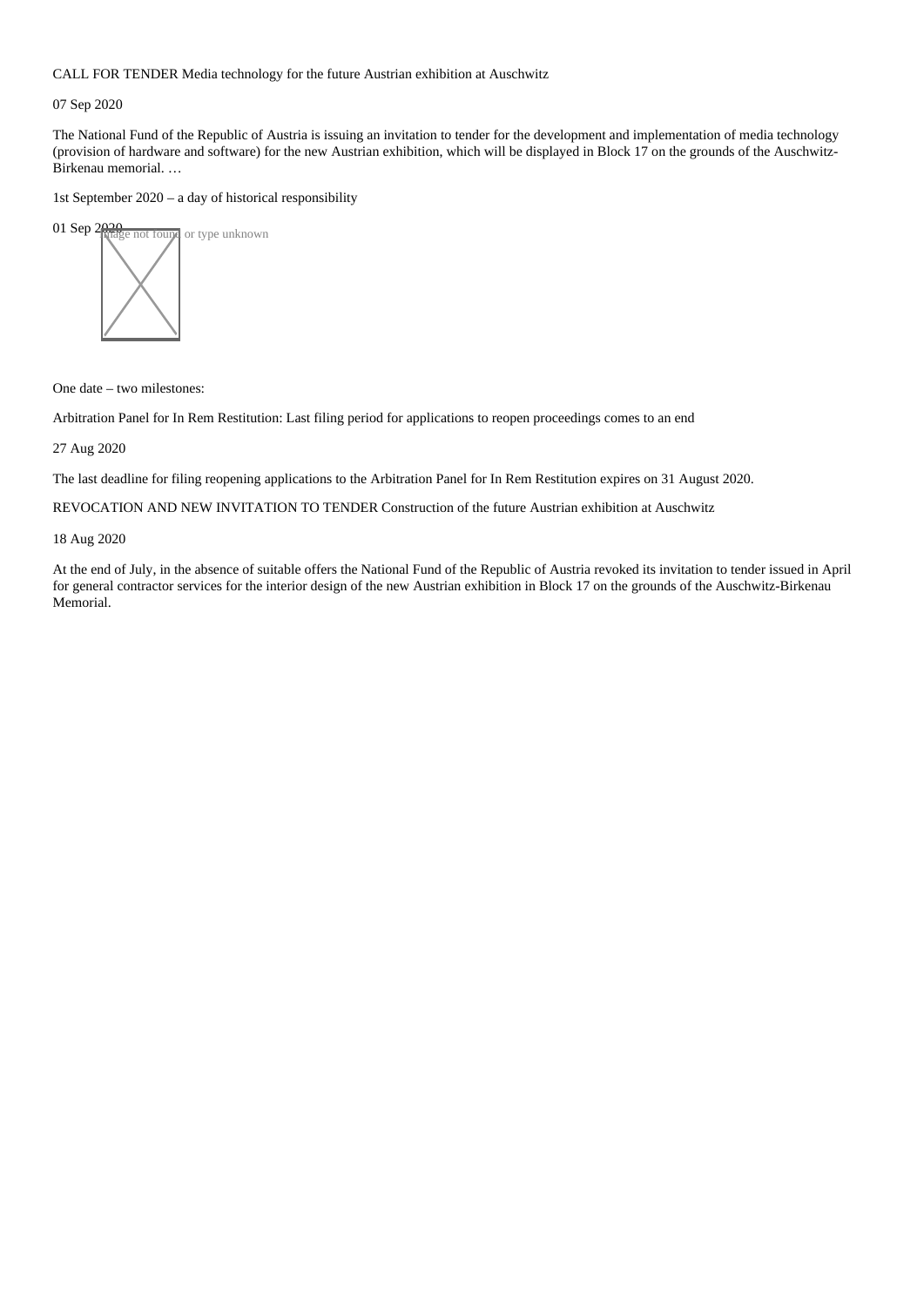CALL FOR TENDER Media technology for the future Austrian exhibition at Auschwitz

07 Sep 2020

The National Fund of the Republic of Austria is issuing an invitation to tender for the development and implementation of media technology (provision of hardware and software) for the new Austrian exhibition, which will be displayed in Block 17 on the grounds of the Auschwitz-Birkenau memorial. …

1st September 2020 – a day of historical responsibility

01 Sep 2020

One date – two milestones:

Arbitration Panel for In Rem Restitution: Last filing period for applications to reopen proceedings comes to an end

27 Aug 2020

The last deadline for filing reopening applications to the Arbitration Panel for In Rem Restitution expires on 31 August 2020.

REVOCATION AND NEW INVITATION TO TENDER Construction of the future Austrian exhibition at Auschwitz

18 Aug 2020

At the end of July, in the absence of suitable offers the National Fund of the Republic of Austria revoked its invitation to tender issued in April for general contractor services for the interior design of the new Austrian exhibition in Block 17 on the grounds of the Auschwitz-Birkenau Memorial.